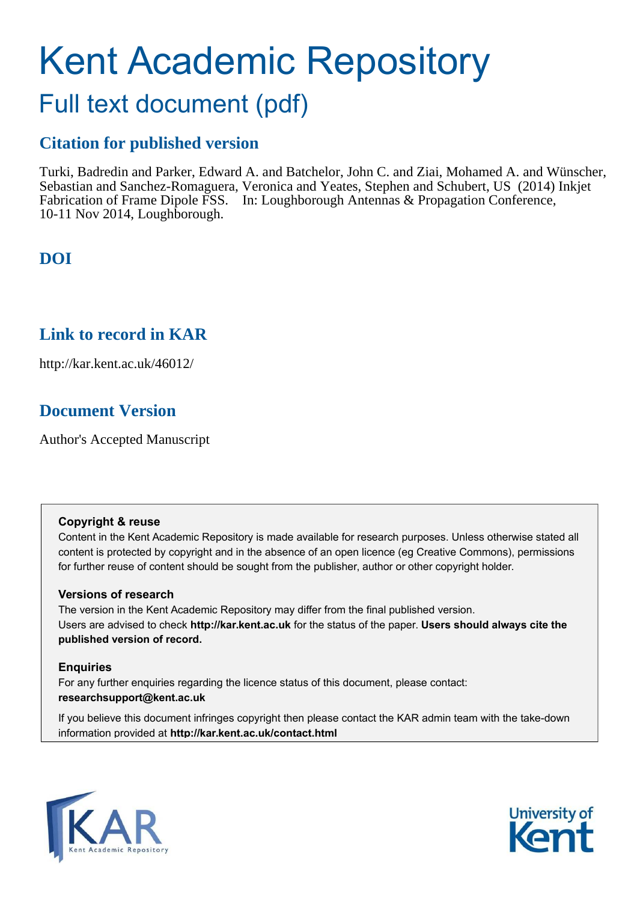# Kent Academic Repository

## Full text document (pdf)

### Citation for published version

Turki, Badredin and Parker, Edward A. and Batchelor, John C. and Ziai, Mohamed A. and Wünscher, Sebastian and Sanchez-Romaguera, Veronica and Yeates, Stephen and Schubert, US (2014) Inkjet Fabrication of Frame Dipole FSS. In: Loughborough Antennas & Propagation Conference, 10-11 Nov 2014, Loughborough.

### DOI

### Link to record in KAR

http://kar.kent.ac.uk/46012/

### Document Version

Author's Accepted Manuscript

**Copyright & reuse**

Content in the Kent Academic Repository is made available for research purposes. Unless otherwise stated all content is protected by copyright and in the absence of an open licence (eg Creative Commons), permissions for further reuse of content should be sought from the publisher, author or other copyright holder.

**Versions of research**

The version in the Kent Academic Repository may differ from the final published version. Users are advised to check **http://kar.kent.ac.uk** for the status of the paper. **Users should always cite the published version of record.**

**Enquiries**

For any further enquiries regarding the licence status of this document, please contact: **researchsupport@kent.ac.uk**

If you believe this document infringes copyright then please contact the KAR admin team with the take-down information provided at **http://kar.kent.ac.uk/contact.html**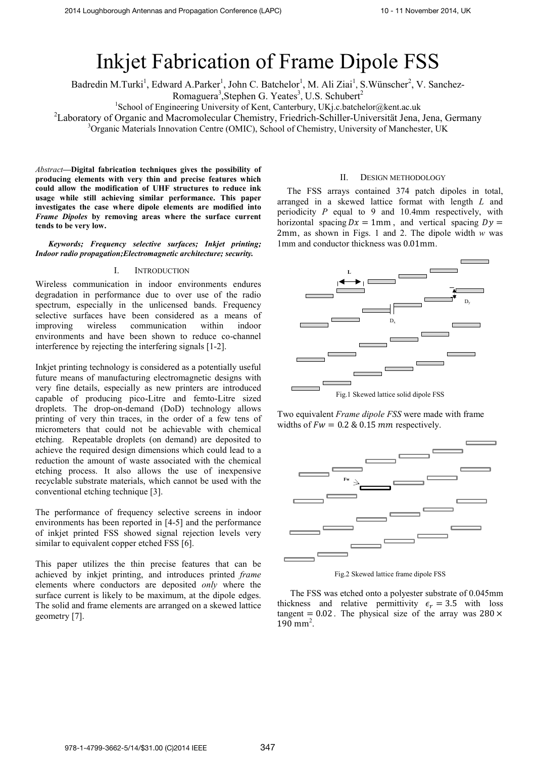# Inkjet Fabrication of Frame Dipole FSS

Badredin M.Turki[1], Edward A.Parker[1], John C. Batchelor[1], M. Ali Ziai[1], S.Wünscher[2], V. Sanchez-Romaguera[3],Stephen G. Yeates[3], U.S. Schubert[2]

[1]School of Engineering University of Kent, Canterbury, UKj.c.batchelor@kent.ac.uk

[2]Laboratory of Organic and Macromolecular Chemistry, Friedrich-Schiller-Universität Jena, Jena, Germany

[3]Organic Materials Innovation Centre (OMIC), School of Chemistry, University of Manchester, UK

*Abstract*—**Digital fabrication techniques gives the possibility of producing elements with very thin and precise features which could allow the modification of UHF structures to reduce ink usage while still achieving similar performance. This paper investigates the case where dipole elements are modified into *Frame Dipoles* by removing areas where the surface current tends to be very low.**

***Keywords; Frequency selective surfaces; Inkjet printing; Indoor radio propagation;Electromagnetic architecture; security.***

## I. INTRODUCTION

Wireless communication in indoor environments endures degradation in performance due to over use of the radio spectrum, especially in the unlicensed bands. Frequency selective surfaces have been considered as a means of improving wireless communication within indoor environments and have been shown to reduce co-channel interference by rejecting the interfering signals [1-2].

Inkjet printing technology is considered as a potentially useful future means of manufacturing electromagnetic designs with very fine details, especially as new printers are introduced capable of producing pico-Litre and femto-Litre sized droplets. The drop-on-demand (DoD) technology allows printing of very thin traces, in the order of a few tens of micrometers that could not be achievable with chemical etching. Repeatable droplets (on demand) are deposited to achieve the required design dimensions which could lead to a reduction the amount of waste associated with the chemical etching process. It also allows the use of inexpensive recyclable substrate materials, which cannot be used with the conventional etching technique [3].

The performance of frequency selective screens in indoor environments has been reported in [4-5] and the performance of inkjet printed FSS showed signal rejection levels very similar to equivalent copper etched FSS [6].

This paper utilizes the thin precise features that can be achieved by inkjet printing, and introduces printed *frame* elements where conductors are deposited *only* where the surface current is likely to be maximum, at the dipole edges. The solid and frame elements are arranged on a skewed lattice geometry [7].

## II. DESIGN METHODOLOGY

The FSS arrays contained 374 patch dipoles in total, arranged in a skewed lattice format with length $L$ and periodicity $P$ equal to 9 and 10.4mm respectively, with horizontal spacing $Dx = 1\text{mm}$, and vertical spacing $Dy = 2\text{mm}$, as shown in Figs. 1 and 2. The dipole width *w* was 1mm and conductor thickness was $0.01\text{mm}$.

Fig.1 Skewed lattice solid dipole FSS

Two equivalent *Frame dipole FSS* were made with frame widths of $Fw = 0.2\ \&\ 0.15\ mm$ respectively.

Fig.2 Skewed lattice frame dipole FSS

The FSS was etched onto a polyester substrate of 0.045mm thickness and relative permittivity $\epsilon_r = 3.5$ with loss tangent $= 0.02$. The physical size of the array was $280 \times 190$ mm[2].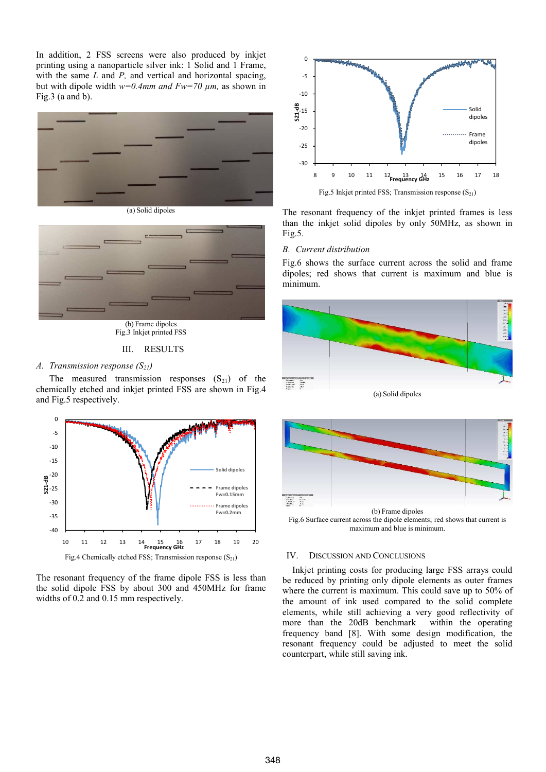In addition, 2 FSS screens were also produced by inkjet printing using a nanoparticle silver ink: 1 Solid and 1 Frame, with the same *L* and *P,* and vertical and horizontal spacing, but with dipole width $w=0.4mm$ and $Fw=70\ \mu m$, as shown in Fig.3 (a and b).

(a) Solid dipoles

(b) Frame dipoles

Fig.3 Inkjet printed FSS

## III. RESULTS

### A. Transmission response ($S_{21}$)

The measured transmission responses ($S_{21}$) of the chemically etched and inkjet printed FSS are shown in Fig.4 and Fig.5 respectively.

Fig.4 Chemically etched FSS; Transmission response ($S_{21}$)

The resonant frequency of the frame dipole FSS is less than the solid dipole FSS by about 300 and 450MHz for frame widths of 0.2 and 0.15 mm respectively.

Fig.5 Inkjet printed FSS; Transmission response ($S_{21}$)

The resonant frequency of the inkjet printed frames is less than the inkjet solid dipoles by only 50MHz, as shown in Fig.5.

### B. Current distribution

Fig.6 shows the surface current across the solid and frame dipoles; red shows that current is maximum and blue is minimum.

(a) Solid dipoles

(b) Frame dipoles

Fig.6 Surface current across the dipole elements; red shows that current is maximum and blue is minimum.

## IV. DISCUSSION AND CONCLUSIONS

Inkjet printing costs for producing large FSS arrays could be reduced by printing only dipole elements as outer frames where the current is maximum. This could save up to 50% of the amount of ink used compared to the solid complete elements, while still achieving a very good reflectivity of more than the 20dB benchmark within the operating frequency band [8]. With some design modification, the resonant frequency could be adjusted to meet the solid counterpart, while still saving ink.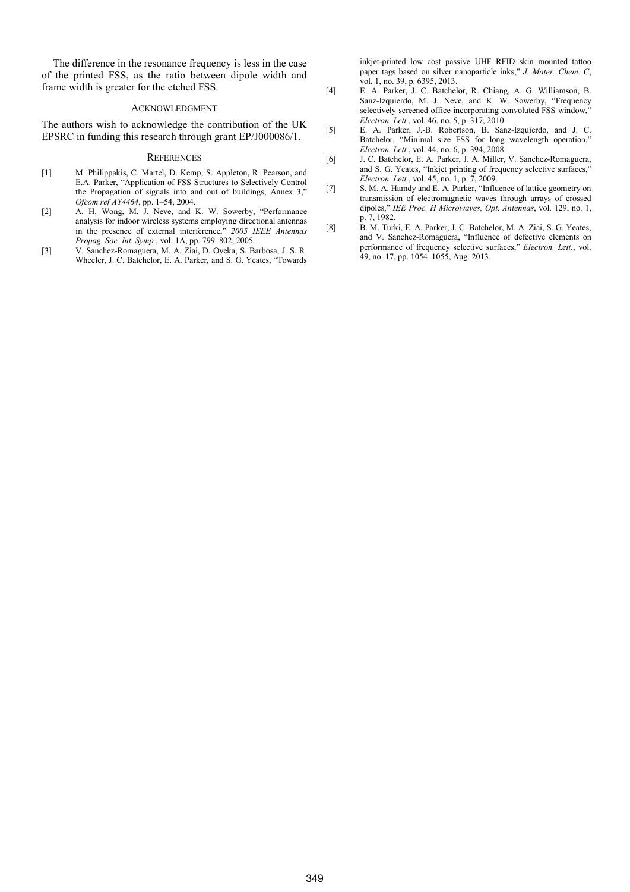The difference in the resonance frequency is less in the case of the printed FSS, as the ratio between dipole width and frame width is greater for the etched FSS.

## ACKNOWLEDGMENT

The authors wish to acknowledge the contribution of the UK EPSRC in funding this research through grant EP/J000086/1.

## REFERENCES

[1] M. Philippakis, C. Martel, D. Kemp, S. Appleton, R. Pearson, and E.A. Parker, "Application of FSS Structures to Selectively Control the Propagation of signals into and out of buildings, Annex 3," *Ofcom ref AY4464*, pp. 1–54, 2004.

[2] A. H. Wong, M. J. Neve, and K. W. Sowerby, "Performance analysis for indoor wireless systems employing directional antennas in the presence of external interference," *2005 IEEE Antennas Propag. Soc. Int. Symp.*, vol. 1A, pp. 799–802, 2005.

[3] V. Sanchez-Romaguera, M. A. Ziai, D. Oyeka, S. Barbosa, J. S. R. Wheeler, J. C. Batchelor, E. A. Parker, and S. G. Yeates, "Towards inkjet-printed low cost passive UHF RFID skin mounted tattoo paper tags based on silver nanoparticle inks," *J. Mater. Chem. C*, vol. 1, no. 39, p. 6395, 2013.

[4] E. A. Parker, J. C. Batchelor, R. Chiang, A. G. Williamson, B. Sanz-Izquierdo, M. J. Neve, and K. W. Sowerby, "Frequency selectively screened office incorporating convoluted FSS window," *Electron. Lett.*, vol. 46, no. 5, p. 317, 2010.

[5] E. A. Parker, J.-B. Robertson, B. Sanz-Izquierdo, and J. C. Batchelor, "Minimal size FSS for long wavelength operation," *Electron. Lett.*, vol. 44, no. 6, p. 394, 2008.

[6] J. C. Batchelor, E. A. Parker, J. A. Miller, V. Sanchez-Romaguera, and S. G. Yeates, "Inkjet printing of frequency selective surfaces," *Electron. Lett.*, vol. 45, no. 1, p. 7, 2009.

[7] S. M. A. Hamdy and E. A. Parker, "Influence of lattice geometry on transmission of electromagnetic waves through arrays of crossed dipoles," *IEE Proc. H Microwaves, Opt. Antennas*, vol. 129, no. 1, p. 7, 1982.

[8] B. M. Turki, E. A. Parker, J. C. Batchelor, M. A. Ziai, S. G. Yeates, and V. Sanchez-Romaguera, "Influence of defective elements on performance of frequency selective surfaces," *Electron. Lett.*, vol. 49, no. 17, pp. 1054–1055, Aug. 2013.